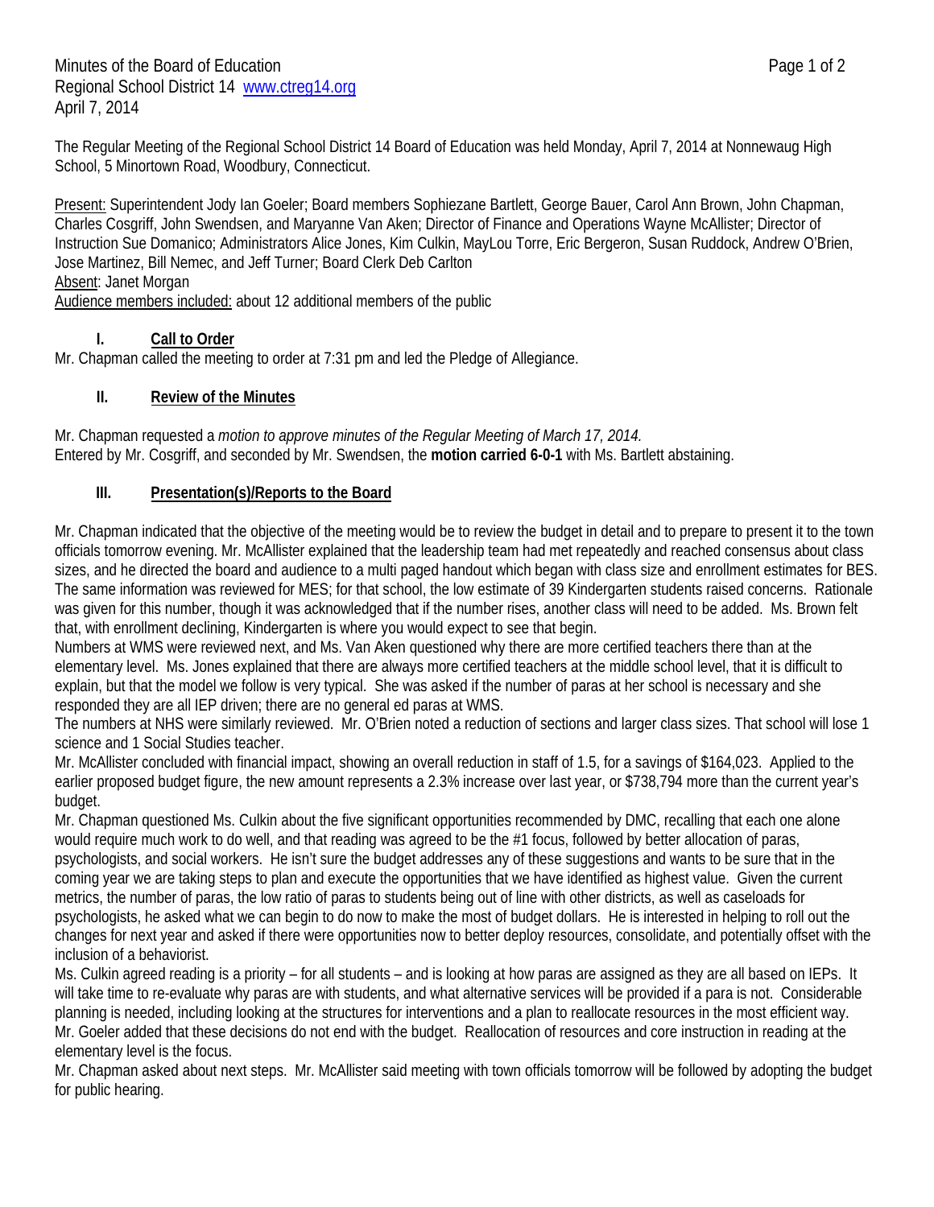Minutes of the Board of Education
Regional School District 14 www.ctreg14.org
April 7, 2014

The Regular Meeting of the Regional School District 14 Board of Education was held Monday, April 7, 2014 at Nonnewaug High School, 5 Minortown Road, Woodbury, Connecticut.

Present: Superintendent Jody Ian Goeler; Board members Sophiezane Bartlett, George Bauer, Carol Ann Brown, John Chapman, Charles Cosgriff, John Swendsen, and Maryanne Van Aken; Director of Finance and Operations Wayne McAllister; Director of Instruction Sue Domanico; Administrators Alice Jones, Kim Culkin, MayLou Torre, Eric Bergeron, Susan Ruddock, Andrew O'Brien, Jose Martinez, Bill Nemec, and Jeff Turner; Board Clerk Deb Carlton
Absent: Janet Morgan
Audience members included: about 12 additional members of the public

## I. Call to Order

Mr. Chapman called the meeting to order at 7:31 pm and led the Pledge of Allegiance.

## II. Review of the Minutes

Mr. Chapman requested a *motion to approve minutes of the Regular Meeting of March 17, 2014.*
Entered by Mr. Cosgriff, and seconded by Mr. Swendsen, the **motion carried 6-0-1** with Ms. Bartlett abstaining.

## III. Presentation(s)/Reports to the Board

Mr. Chapman indicated that the objective of the meeting would be to review the budget in detail and to prepare to present it to the town officials tomorrow evening. Mr. McAllister explained that the leadership team had met repeatedly and reached consensus about class sizes, and he directed the board and audience to a multi paged handout which began with class size and enrollment estimates for BES. The same information was reviewed for MES; for that school, the low estimate of 39 Kindergarten students raised concerns. Rationale was given for this number, though it was acknowledged that if the number rises, another class will need to be added. Ms. Brown felt that, with enrollment declining, Kindergarten is where you would expect to see that begin.

Numbers at WMS were reviewed next, and Ms. Van Aken questioned why there are more certified teachers there than at the elementary level. Ms. Jones explained that there are always more certified teachers at the middle school level, that it is difficult to explain, but that the model we follow is very typical. She was asked if the number of paras at her school is necessary and she responded they are all IEP driven; there are no general ed paras at WMS.

The numbers at NHS were similarly reviewed. Mr. O'Brien noted a reduction of sections and larger class sizes. That school will lose 1 science and 1 Social Studies teacher.

Mr. McAllister concluded with financial impact, showing an overall reduction in staff of 1.5, for a savings of $164,023. Applied to the earlier proposed budget figure, the new amount represents a 2.3% increase over last year, or $738,794 more than the current year's budget.

Mr. Chapman questioned Ms. Culkin about the five significant opportunities recommended by DMC, recalling that each one alone would require much work to do well, and that reading was agreed to be the #1 focus, followed by better allocation of paras, psychologists, and social workers. He isn't sure the budget addresses any of these suggestions and wants to be sure that in the coming year we are taking steps to plan and execute the opportunities that we have identified as highest value. Given the current metrics, the number of paras, the low ratio of paras to students being out of line with other districts, as well as caseloads for psychologists, he asked what we can begin to do now to make the most of budget dollars. He is interested in helping to roll out the changes for next year and asked if there were opportunities now to better deploy resources, consolidate, and potentially offset with the inclusion of a behaviorist.

Ms. Culkin agreed reading is a priority – for all students – and is looking at how paras are assigned as they are all based on IEPs. It will take time to re-evaluate why paras are with students, and what alternative services will be provided if a para is not. Considerable planning is needed, including looking at the structures for interventions and a plan to reallocate resources in the most efficient way.

Mr. Goeler added that these decisions do not end with the budget. Reallocation of resources and core instruction in reading at the elementary level is the focus.

Mr. Chapman asked about next steps. Mr. McAllister said meeting with town officials tomorrow will be followed by adopting the budget for public hearing.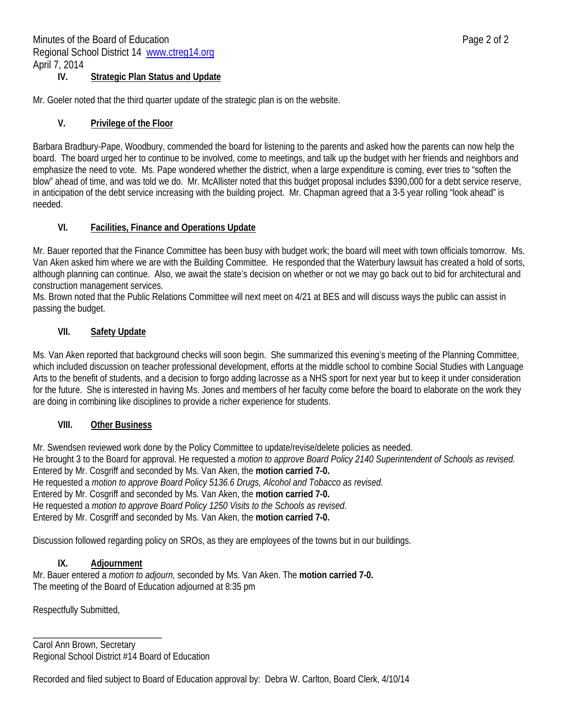## IV. Strategic Plan Status and Update

Mr. Goeler noted that the third quarter update of the strategic plan is on the website.

## V. Privilege of the Floor

Barbara Bradbury-Pape, Woodbury, commended the board for listening to the parents and asked how the parents can now help the board. The board urged her to continue to be involved, come to meetings, and talk up the budget with her friends and neighbors and emphasize the need to vote. Ms. Pape wondered whether the district, when a large expenditure is coming, ever tries to "soften the blow" ahead of time, and was told we do. Mr. McAllister noted that this budget proposal includes $390,000 for a debt service reserve, in anticipation of the debt service increasing with the building project. Mr. Chapman agreed that a 3-5 year rolling "look ahead" is needed.

## VI. Facilities, Finance and Operations Update

Mr. Bauer reported that the Finance Committee has been busy with budget work; the board will meet with town officials tomorrow. Ms. Van Aken asked him where we are with the Building Committee. He responded that the Waterbury lawsuit has created a hold of sorts, although planning can continue. Also, we await the state's decision on whether or not we may go back out to bid for architectural and construction management services.

Ms. Brown noted that the Public Relations Committee will next meet on 4/21 at BES and will discuss ways the public can assist in passing the budget.

## VII. Safety Update

Ms. Van Aken reported that background checks will soon begin. She summarized this evening's meeting of the Planning Committee, which included discussion on teacher professional development, efforts at the middle school to combine Social Studies with Language Arts to the benefit of students, and a decision to forgo adding lacrosse as a NHS sport for next year but to keep it under consideration for the future. She is interested in having Ms. Jones and members of her faculty come before the board to elaborate on the work they are doing in combining like disciplines to provide a richer experience for students.

## VIII. Other Business

Mr. Swendsen reviewed work done by the Policy Committee to update/revise/delete policies as needed.
He brought 3 to the Board for approval. He requested a *motion to approve Board Policy 2140 Superintendent of Schools as revised.*
Entered by Mr. Cosgriff and seconded by Ms. Van Aken, the **motion carried 7-0.**
He requested a *motion to approve Board Policy 5136.6 Drugs, Alcohol and Tobacco as revised.*
Entered by Mr. Cosgriff and seconded by Ms. Van Aken, the **motion carried 7-0.**
He requested a *motion to approve Board Policy 1250 Visits to the Schools as revised*.
Entered by Mr. Cosgriff and seconded by Ms. Van Aken, the **motion carried 7-0.**

Discussion followed regarding policy on SROs, as they are employees of the towns but in our buildings.

## IX. Adjournment

Mr. Bauer entered a *motion to adjourn,* seconded by Ms. Van Aken. The **motion carried 7-0.**
The meeting of the Board of Education adjourned at 8:35 pm

Respectfully Submitted,

\_\_\_\_\_\_\_\_\_\_\_\_\_\_\_\_\_\_\_\_\_\_\_\_\_\_\_\_

Carol Ann Brown, Secretary
Regional School District #14 Board of Education

Recorded and filed subject to Board of Education approval by: Debra W. Carlton, Board Clerk, 4/10/14